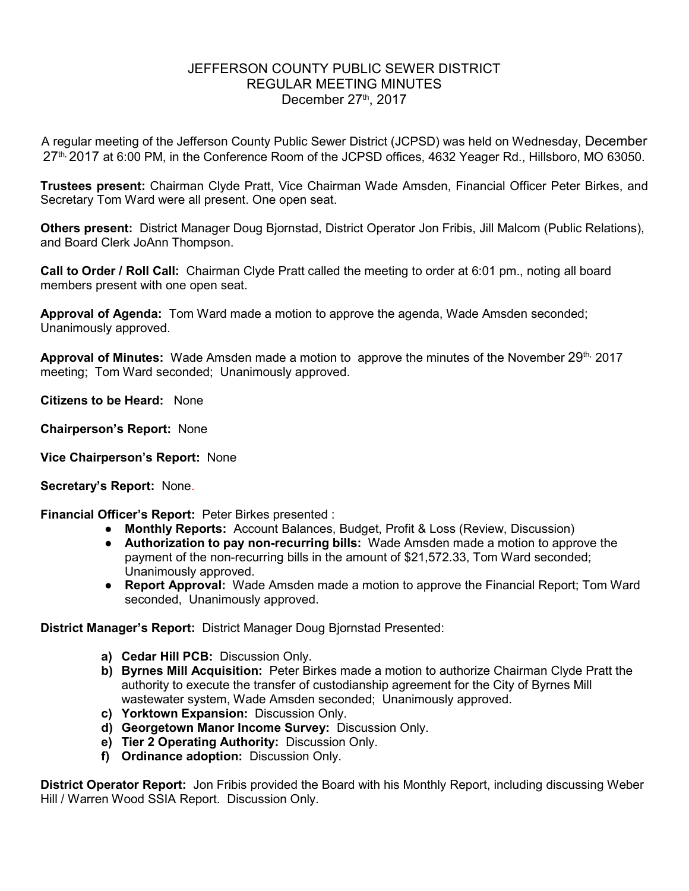# JEFFERSON COUNTY PUBLIC SEWER DISTRICT
## REGULAR MEETING MINUTES
### December 27th, 2017

A regular meeting of the Jefferson County Public Sewer District (JCPSD) was held on Wednesday, December 27th, 2017 at 6:00 PM, in the Conference Room of the JCPSD offices, 4632 Yeager Rd., Hillsboro, MO 63050.

**Trustees present:** Chairman Clyde Pratt, Vice Chairman Wade Amsden, Financial Officer Peter Birkes, and Secretary Tom Ward were all present. One open seat.

**Others present:** District Manager Doug Bjornstad, District Operator Jon Fribis, Jill Malcom (Public Relations), and Board Clerk JoAnn Thompson.

**Call to Order / Roll Call:** Chairman Clyde Pratt called the meeting to order at 6:01 pm., noting all board members present with one open seat.

**Approval of Agenda:** Tom Ward made a motion to approve the agenda, Wade Amsden seconded; Unanimously approved.

**Approval of Minutes:** Wade Amsden made a motion to approve the minutes of the November 29th, 2017 meeting; Tom Ward seconded; Unanimously approved.

**Citizens to be Heard:** None

**Chairperson's Report:** None

**Vice Chairperson's Report:** None

**Secretary's Report:** None.

**Financial Officer's Report:** Peter Birkes presented :

- **Monthly Reports:** Account Balances, Budget, Profit & Loss (Review, Discussion)
- **Authorization to pay non-recurring bills:** Wade Amsden made a motion to approve the payment of the non-recurring bills in the amount of $21,572.33, Tom Ward seconded; Unanimously approved.
- **Report Approval:** Wade Amsden made a motion to approve the Financial Report; Tom Ward seconded, Unanimously approved.

**District Manager's Report:** District Manager Doug Bjornstad Presented:

a) **Cedar Hill PCB:** Discussion Only.
b) **Byrnes Mill Acquisition:** Peter Birkes made a motion to authorize Chairman Clyde Pratt the authority to execute the transfer of custodianship agreement for the City of Byrnes Mill wastewater system, Wade Amsden seconded; Unanimously approved.
c) **Yorktown Expansion:** Discussion Only.
d) **Georgetown Manor Income Survey:** Discussion Only.
e) **Tier 2 Operating Authority:** Discussion Only.
f) **Ordinance adoption:** Discussion Only.

**District Operator Report:** Jon Fribis provided the Board with his Monthly Report, including discussing Weber Hill / Warren Wood SSIA Report. Discussion Only.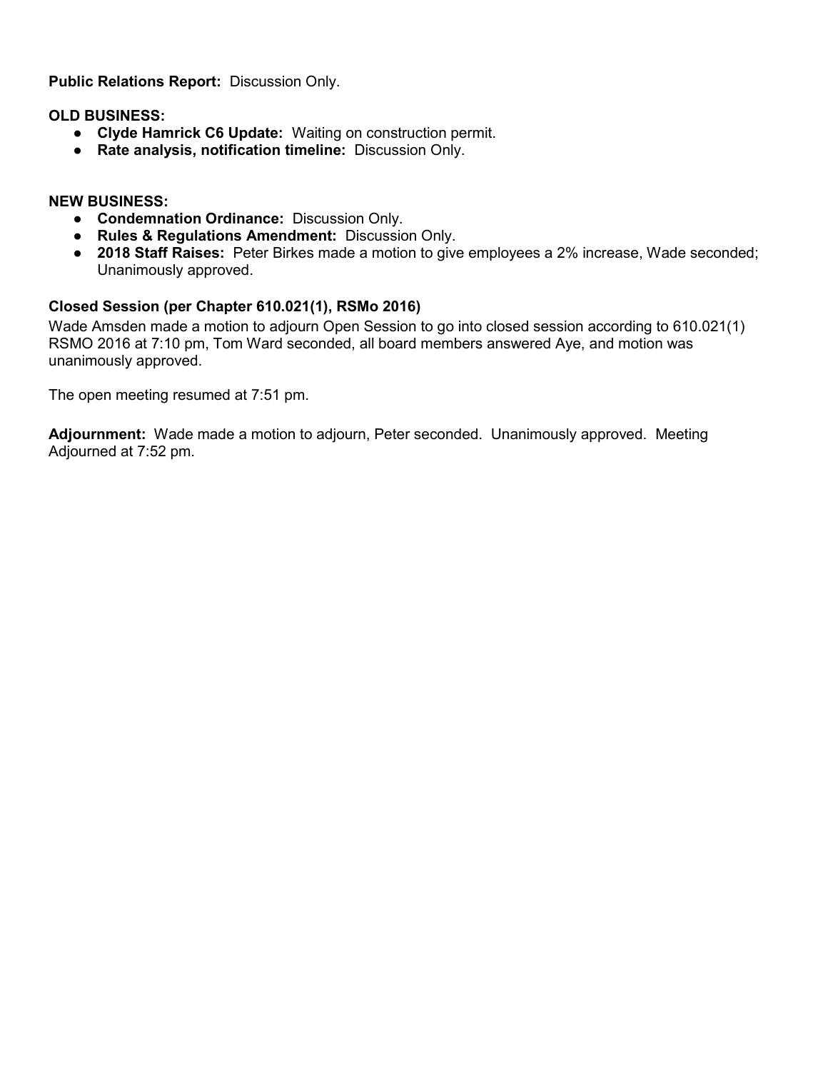**Public Relations Report:** Discussion Only.

**OLD BUSINESS:**

- **Clyde Hamrick C6 Update:** Waiting on construction permit.
- **Rate analysis, notification timeline:** Discussion Only.

**NEW BUSINESS:**

- **Condemnation Ordinance:** Discussion Only.
- **Rules & Regulations Amendment:** Discussion Only.
- **2018 Staff Raises:** Peter Birkes made a motion to give employees a 2% increase, Wade seconded; Unanimously approved.

**Closed Session (per Chapter 610.021(1), RSMo 2016)**

Wade Amsden made a motion to adjourn Open Session to go into closed session according to 610.021(1) RSMO 2016 at 7:10 pm, Tom Ward seconded, all board members answered Aye, and motion was unanimously approved.

The open meeting resumed at 7:51 pm.

**Adjournment:** Wade made a motion to adjourn, Peter seconded. Unanimously approved. Meeting Adjourned at 7:52 pm.